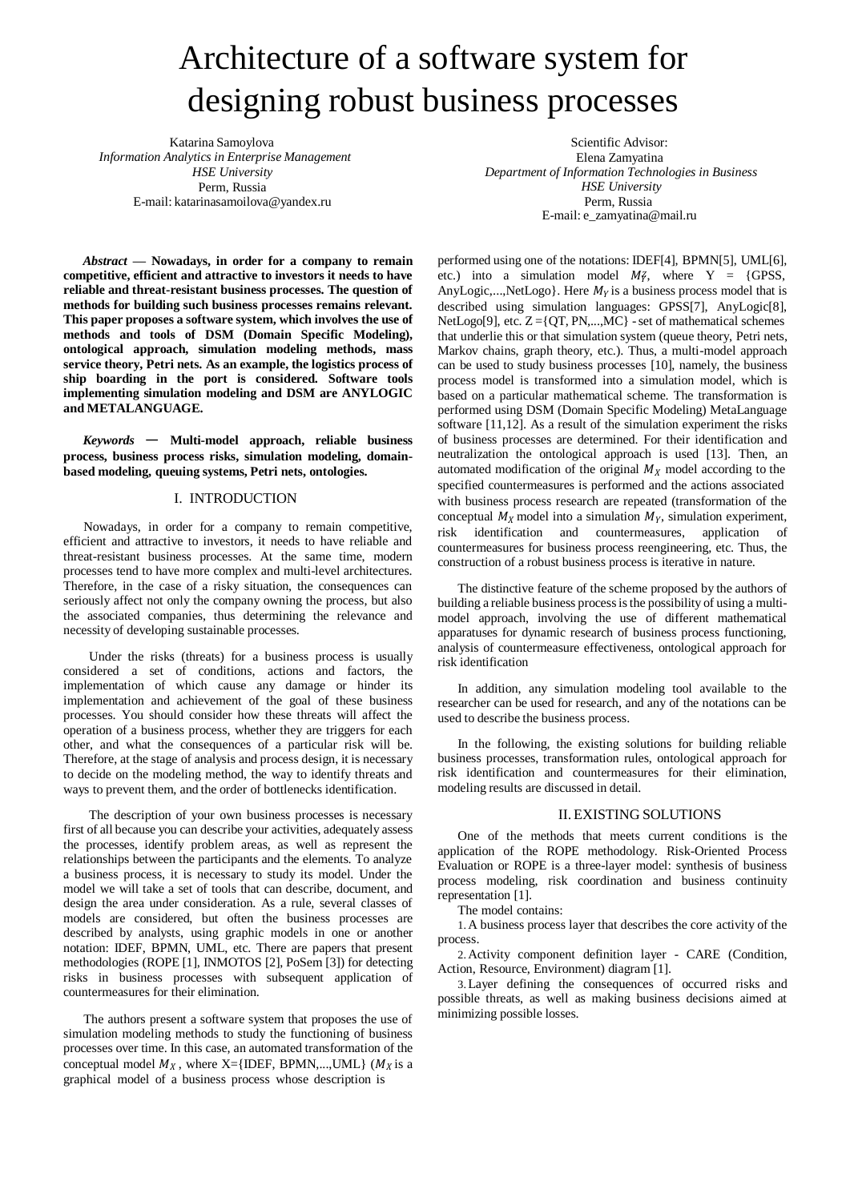# Architecture of a software system for designing robust business processes

Katarina Samoylova
*Information Analytics in Enterprise Management*
*HSE University*
Perm, Russia
E-mail: katarinasamoilova@yandex.ru

Scientific Advisor:
Elena Zamyatina
*Department of Information Technologies in Business*
*HSE University*
Perm, Russia
E-mail: e_zamyatina@mail.ru

***Abstract* — Nowadays, in order for a company to remain competitive, efficient and attractive to investors it needs to have reliable and threat-resistant business processes. The question of methods for building such business processes remains relevant. This paper proposes a software system, which involves the use of methods and tools of DSM (Domain Specific Modeling), ontological approach, simulation modeling methods, mass service theory, Petri nets. As an example, the logistics process of ship boarding in the port is considered. Software tools implementing simulation modeling and DSM are ANYLOGIC and METALANGUAGE.**

***Keywords* — Multi-model approach, reliable business process, business process risks, simulation modeling, domain-based modeling, queuing systems, Petri nets, ontologies.**

## I. INTRODUCTION

Nowadays, in order for a company to remain competitive, efficient and attractive to investors, it needs to have reliable and threat-resistant business processes. At the same time, modern processes tend to have more complex and multi-level architectures. Therefore, in the case of a risky situation, the consequences can seriously affect not only the company owning the process, but also the associated companies, thus determining the relevance and necessity of developing sustainable processes.

Under the risks (threats) for a business process is usually considered a set of conditions, actions and factors, the implementation of which cause any damage or hinder its implementation and achievement of the goal of these business processes. You should consider how these threats will affect the operation of a business process, whether they are triggers for each other, and what the consequences of a particular risk will be. Therefore, at the stage of analysis and process design, it is necessary to decide on the modeling method, the way to identify threats and ways to prevent them, and the order of bottlenecks identification.

The description of your own business processes is necessary first of all because you can describe your activities, adequately assess the processes, identify problem areas, as well as represent the relationships between the participants and the elements. To analyze a business process, it is necessary to study its model. Under the model we will take a set of tools that can describe, document, and design the area under consideration. As a rule, several classes of models are considered, but often the business processes are described by analysts, using graphic models in one or another notation: IDEF, BPMN, UML, etc. There are papers that present methodologies (ROPE [1], INMOTOS [2], PoSem [3]) for detecting risks in business processes with subsequent application of countermeasures for their elimination.

The authors present a software system that proposes the use of simulation modeling methods to study the functioning of business processes over time. In this case, an automated transformation of the conceptual model $M_X$, where X={IDEF, BPMN,...,UML} ($M_X$ is a graphical model of a business process whose description is performed using one of the notations: IDEF[4], BPMN[5], UML[6], etc.) into a simulation model $M_Y^Z$, where Y = {GPSS, AnyLogic,...,NetLogo}. Here $M_Y$ is a business process model that is described using simulation languages: GPSS[7], AnyLogic[8], NetLogo[9], etc. Z ={QT, PN,...,MC} - set of mathematical schemes that underlie this or that simulation system (queue theory, Petri nets, Markov chains, graph theory, etc.). Thus, a multi-model approach can be used to study business processes [10], namely, the business process model is transformed into a simulation model, which is based on a particular mathematical scheme. The transformation is performed using DSM (Domain Specific Modeling) MetaLanguage software [11,12]. As a result of the simulation experiment the risks of business processes are determined. For their identification and neutralization the ontological approach is used [13]. Then, an automated modification of the original $M_X$ model according to the specified countermeasures is performed and the actions associated with business process research are repeated (transformation of the conceptual $M_X$ model into a simulation $M_Y$, simulation experiment, risk identification and countermeasures, application of countermeasures for business process reengineering, etc. Thus, the construction of a robust business process is iterative in nature.

The distinctive feature of the scheme proposed by the authors of building a reliable business process is the possibility of using a multi-model approach, involving the use of different mathematical apparatuses for dynamic research of business process functioning, analysis of countermeasure effectiveness, ontological approach for risk identification

In addition, any simulation modeling tool available to the researcher can be used for research, and any of the notations can be used to describe the business process.

In the following, the existing solutions for building reliable business processes, transformation rules, ontological approach for risk identification and countermeasures for their elimination, modeling results are discussed in detail.

## II. EXISTING SOLUTIONS

One of the methods that meets current conditions is the application of the ROPE methodology. Risk-Oriented Process Evaluation or ROPE is a three-layer model: synthesis of business process modeling, risk coordination and business continuity representation [1].

The model contains:

1. A business process layer that describes the core activity of the process.
2. Activity component definition layer - CARE (Condition, Action, Resource, Environment) diagram [1].
3. Layer defining the consequences of occurred risks and possible threats, as well as making business decisions aimed at minimizing possible losses.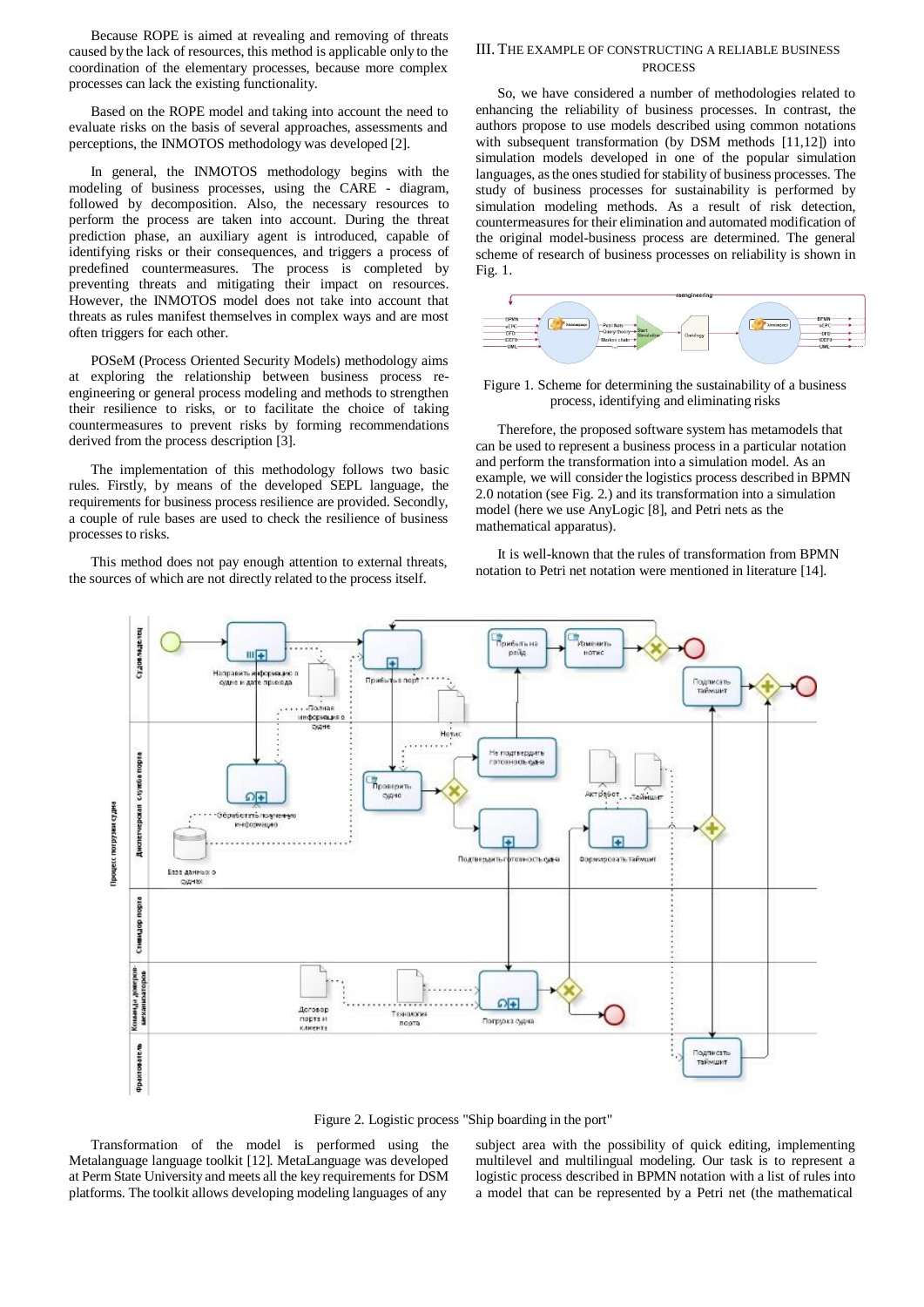Because ROPE is aimed at revealing and removing of threats caused by the lack of resources, this method is applicable only to the coordination of the elementary processes, because more complex processes can lack the existing functionality.

Based on the ROPE model and taking into account the need to evaluate risks on the basis of several approaches, assessments and perceptions, the INMOTOS methodology was developed [2].

In general, the INMOTOS methodology begins with the modeling of business processes, using the CARE - diagram, followed by decomposition. Also, the necessary resources to perform the process are taken into account. During the threat prediction phase, an auxiliary agent is introduced, capable of identifying risks or their consequences, and triggers a process of predefined countermeasures. The process is completed by preventing threats and mitigating their impact on resources. However, the INMOTOS model does not take into account that threats as rules manifest themselves in complex ways and are most often triggers for each other.

POSeM (Process Oriented Security Models) methodology aims at exploring the relationship between business process re-engineering or general process modeling and methods to strengthen their resilience to risks, or to facilitate the choice of taking countermeasures to prevent risks by forming recommendations derived from the process description [3].

The implementation of this methodology follows two basic rules. Firstly, by means of the developed SEPL language, the requirements for business process resilience are provided. Secondly, a couple of rule bases are used to check the resilience of business processes to risks.

This method does not pay enough attention to external threats, the sources of which are not directly related to the process itself.

## III. The example of constructing a reliable business process

So, we have considered a number of methodologies related to enhancing the reliability of business processes. In contrast, the authors propose to use models described using common notations with subsequent transformation (by DSM methods [11,12]) into simulation models developed in one of the popular simulation languages, as the ones studied for stability of business processes. The study of business processes for sustainability is performed by simulation modeling methods. As a result of risk detection, countermeasures for their elimination and automated modification of the original model-business process are determined. The general scheme of research of business processes on reliability is shown in Fig. 1.

Figure 1. Scheme for determining the sustainability of a business process, identifying and eliminating risks

Therefore, the proposed software system has metamodels that can be used to represent a business process in a particular notation and perform the transformation into a simulation model. As an example, we will consider the logistics process described in BPMN 2.0 notation (see Fig. 2.) and its transformation into a simulation model (here we use AnyLogic [8], and Petri nets as the mathematical apparatus).

It is well-known that the rules of transformation from BPMN notation to Petri net notation were mentioned in literature [14].

Figure 2. Logistic process "Ship boarding in the port"

Transformation of the model is performed using the Metalanguage language toolkit [12]. MetaLanguage was developed at Perm State University and meets all the key requirements for DSM platforms. The toolkit allows developing modeling languages of any subject area with the possibility of quick editing, implementing multilevel and multilingual modeling. Our task is to represent a logistic process described in BPMN notation with a list of rules into a model that can be represented by a Petri net (the mathematical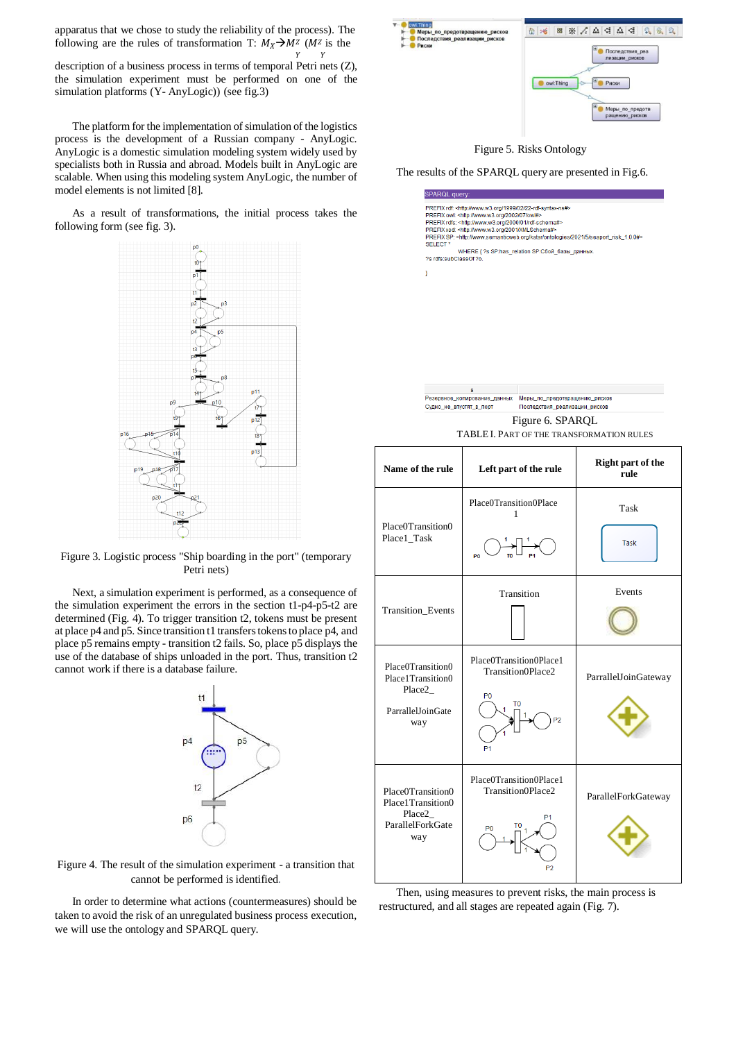apparatus that we chose to study the reliability of the process). The following are the rules of transformation T: $M_X^Y \rightarrow M_Y^Z$ ($M_Y^Z$ is the description of a business process in terms of temporal Petri nets (Z), the simulation experiment must be performed on one of the simulation platforms (Y- AnyLogic)) (see fig.3)

The platform for the implementation of simulation of the logistics process is the development of a Russian company - AnyLogic. AnyLogic is a domestic simulation modeling system widely used by specialists both in Russia and abroad. Models built in AnyLogic are scalable. When using this modeling system AnyLogic, the number of model elements is not limited [8].

As a result of transformations, the initial process takes the following form (see fig. 3).

Figure 3. Logistic process "Ship boarding in the port" (temporary Petri nets)

Next, a simulation experiment is performed, as a consequence of the simulation experiment the errors in the section t1-p4-p5-t2 are determined (Fig. 4). To trigger transition t2, tokens must be present at place p4 and p5. Since transition t1 transfers tokens to place p4, and place p5 remains empty - transition t2 fails. So, place p5 displays the use of the database of ships unloaded in the port. Thus, transition t2 cannot work if there is a database failure.

Figure 4. The result of the simulation experiment - a transition that cannot be performed is identified.

In order to determine what actions (countermeasures) should be taken to avoid the risk of an unregulated business process execution, we will use the ontology and SPARQL query.

Figure 5. Risks Ontology

The results of the SPARQL query are presented in Fig.6.

```
SPARQL query:
PREFIX rdf: <http://www.w3.org/1999/02/22-rdf-syntax-ns#>
PREFIX owl: <http://www.w3.org/2002/07/owl#>
PREFIX rdfs: <http://www.w3.org/2000/01/rdf-schema#>
PREFIX xsd: <http://www.w3.org/2001/XMLSchema#>
PREFIX SP: <http://www.semanticweb.org/katar/ontologies/2021/5/seaport_risk_1.0.0#>
SELECT *
	WHERE { ?s SP:has_relation SP:Сбой_базы_данных.
?s rdfs:subClassOf ?o.
}
```

| s | o |
|---|---|
| Резервное_копирование_данных | Меры_по_предотвращению_рисков |
| Судно_не_впустят_в_порт | Последствия_реализации_рисков |

Figure 6. SPARQL

TABLE I. PART OF THE TRANSFORMATION RULES

| Name of the rule | Left part of the rule | Right part of the rule |
|---|---|---|
| Place0Transition0Place1_Task | Place0Transition0Place 1 | Task |
| Transition_Events | Transition | Events |
| Place0Transition0Place1Transition0Place2_ ParralelJoinGateway | Place0Transition0Place1Transition0Place2 | ParralelJoinGateway |
| Place0Transition0Place1Transition0Place2_ ParallelForkGateway | Place0Transition0Place1Transition0Place2 | ParallelForkGateway |

Then, using measures to prevent risks, the main process is restructured, and all stages are repeated again (Fig. 7).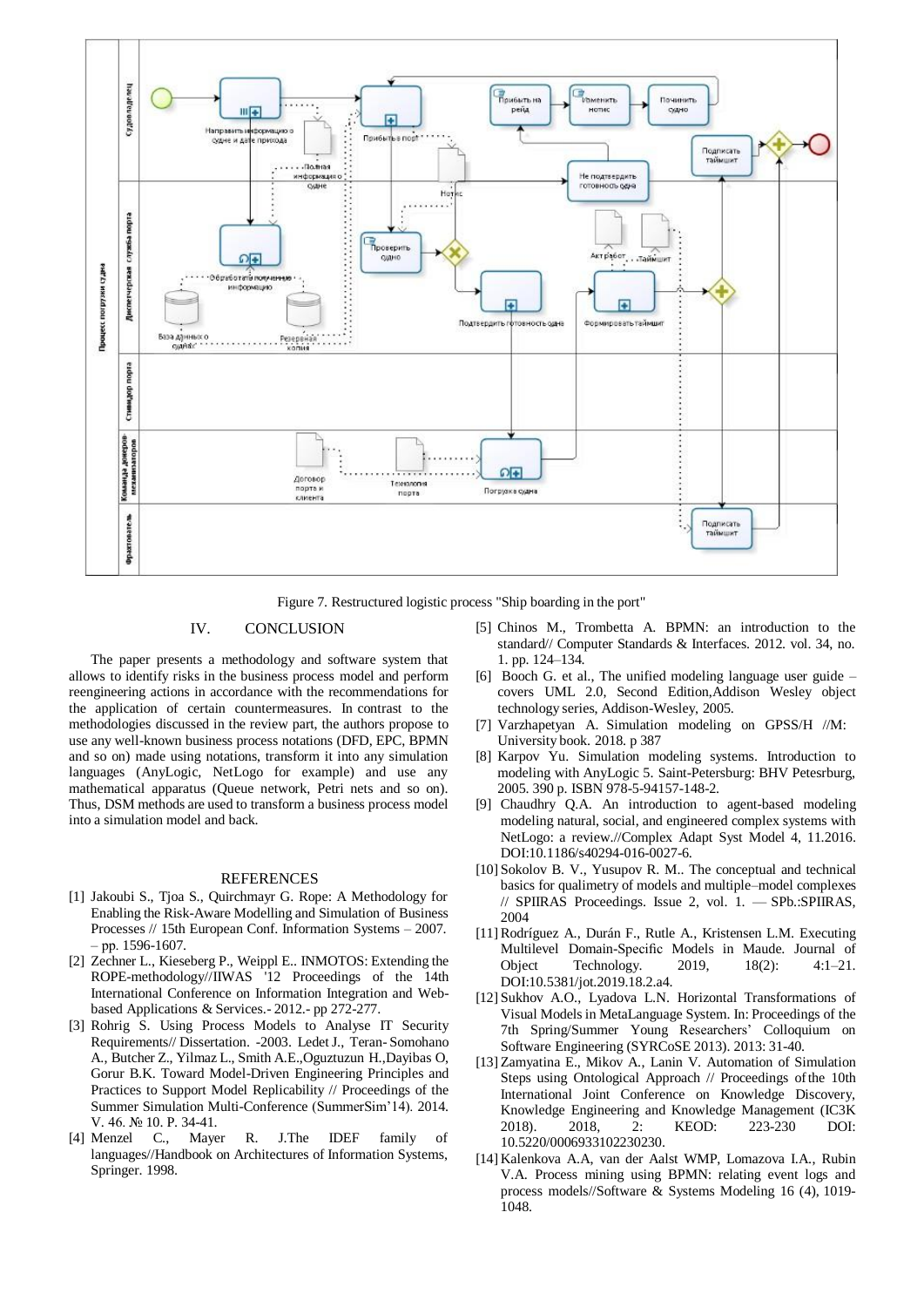Figure 7. Restructured logistic process "Ship boarding in the port"

## IV. CONCLUSION

The paper presents a methodology and software system that allows to identify risks in the business process model and perform reengineering actions in accordance with the recommendations for the application of certain countermeasures. In contrast to the methodologies discussed in the review part, the authors propose to use any well-known business process notations (DFD, EPC, BPMN and so on) made using notations, transform it into any simulation languages (AnyLogic, NetLogo for example) and use any mathematical apparatus (Queue network, Petri nets and so on). Thus, DSM methods are used to transform a business process model into a simulation model and back.

## REFERENCES

[1] Jakoubi S., Tjoa S., Quirchmayr G. Rope: A Methodology for Enabling the Risk-Aware Modelling and Simulation of Business Processes // 15th European Conf. Information Systems – 2007. – pp. 1596-1607.

[2] Zechner L., Kieseberg P., Weippl E.. INMOTOS: Extending the ROPE-methodology//IIWAS '12 Proceedings of the 14th International Conference on Information Integration and Web-based Applications & Services.- 2012.- pp 272-277.

[3] Rohrig S. Using Process Models to Analyse IT Security Requirements// Dissertation. -2003. Ledet J., Teran- Somohano A., Butcher Z., Yilmaz L., Smith A.E.,Oguztuzun H.,Dayibas O, Gorur B.K. Toward Model-Driven Engineering Principles and Practices to Support Model Replicability // Proceedings of the Summer Simulation Multi-Conference (SummerSim'14). 2014. V. 46. № 10. P. 34-41.

[4] Menzel C., Mayer R. J.The IDEF family of languages//Handbook on Architectures of Information Systems, Springer. 1998.

[5] Chinos M., Trombetta A. BPMN: an introduction to the standard// Computer Standards & Interfaces. 2012. vol. 34, no. 1. pp. 124–134.

[6] Booch G. et al., The unified modeling language user guide – covers UML 2.0, Second Edition,Addison Wesley object technology series, Addison-Wesley, 2005.

[7] Varzhapetyan A. Simulation modeling on GPSS/H //M: University book. 2018. p 387

[8] Karpov Yu. Simulation modeling systems. Introduction to modeling with AnyLogic 5. Saint-Petersburg: BHV Petesrburg, 2005. 390 p. ISBN 978-5-94157-148-2.

[9] Chaudhry Q.A. An introduction to agent-based modeling modeling natural, social, and engineered complex systems with NetLogo: a review.//Complex Adapt Syst Model 4, 11.2016. DOI:10.1186/s40294-016-0027-6.

[10] Sokolov B. V., Yusupov R. M.. The conceptual and technical basics for qualimetry of models and multiple–model complexes // SPIIRAS Proceedings. Issue 2, vol. 1. — SPb.:SPIIRAS, 2004

[11] Rodríguez A., Durán F., Rutle A., Kristensen L.M. Executing Multilevel Domain-Specific Models in Maude. Journal of Object Technology. 2019, 18(2): 4:1–21. DOI:10.5381/jot.2019.18.2.a4.

[12] Sukhov A.O., Lyadova L.N. Horizontal Transformations of Visual Models in MetaLanguage System. In: Proceedings of the 7th Spring/Summer Young Researchers' Colloquium on Software Engineering (SYRCoSE 2013). 2013: 31-40.

[13] Zamyatina E., Mikov A., Lanin V. Automation of Simulation Steps using Ontological Approach // Proceedings of the 10th International Joint Conference on Knowledge Discovery, Knowledge Engineering and Knowledge Management (IC3K 2018). 2018, 2: KEOD: 223-230 DOI: 10.5220/0006933102230230.

[14] Kalenkova A.A, van der Aalst WMP, Lomazova I.A., Rubin V.A. Process mining using BPMN: relating event logs and process models//Software & Systems Modeling 16 (4), 1019-1048.